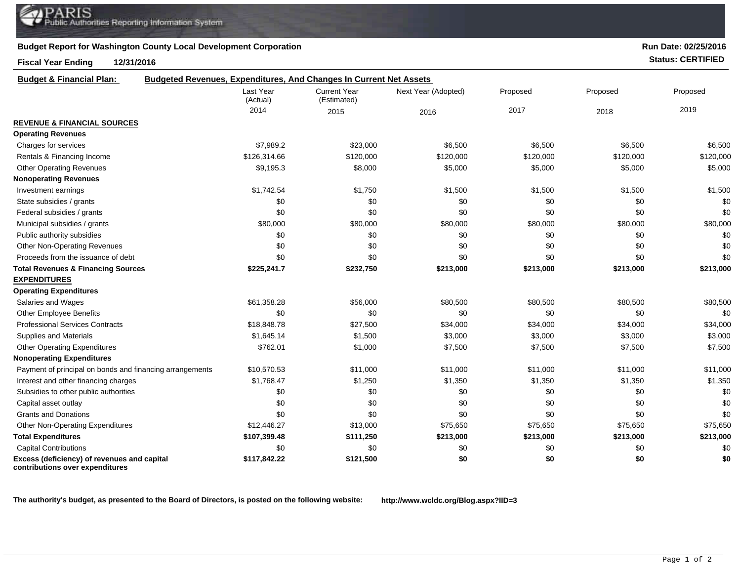PARIS
Public Authorities Reporting Information System

**Budget Report for Washington County Local Development Corporation**

**Run Date: 02/25/2016**

**Fiscal Year Ending 12/31/2016**

**Status: CERTIFIED**

**Budget & Financial Plan:** **Budgeted Revenues, Expenditures, And Changes In Current Net Assets**

| | Last Year (Actual) 2014 | Current Year (Estimated) 2015 | Next Year (Adopted) 2016 | Proposed 2017 | Proposed 2018 | Proposed 2019 |
|---|---|---|---|---|---|---|
| **REVENUE & FINANCIAL SOURCES** | | | | | | |
| **Operating Revenues** | | | | | | |
| Charges for services | $7,989.2 | $23,000 | $6,500 | $6,500 | $6,500 | $6,500 |
| Rentals & Financing Income | $126,314.66 | $120,000 | $120,000 | $120,000 | $120,000 | $120,000 |
| Other Operating Revenues | $9,195.3 | $8,000 | $5,000 | $5,000 | $5,000 | $5,000 |
| **Nonoperating Revenues** | | | | | | |
| Investment earnings | $1,742.54 | $1,750 | $1,500 | $1,500 | $1,500 | $1,500 |
| State subsidies / grants | $0 | $0 | $0 | $0 | $0 | $0 |
| Federal subsidies / grants | $0 | $0 | $0 | $0 | $0 | $0 |
| Municipal subsidies / grants | $80,000 | $80,000 | $80,000 | $80,000 | $80,000 | $80,000 |
| Public authority subsidies | $0 | $0 | $0 | $0 | $0 | $0 |
| Other Non-Operating Revenues | $0 | $0 | $0 | $0 | $0 | $0 |
| Proceeds from the issuance of debt | $0 | $0 | $0 | $0 | $0 | $0 |
| **Total Revenues & Financing Sources** | **$225,241.7** | **$232,750** | **$213,000** | **$213,000** | **$213,000** | **$213,000** |
| **EXPENDITURES** | | | | | | |
| **Operating Expenditures** | | | | | | |
| Salaries and Wages | $61,358.28 | $56,000 | $80,500 | $80,500 | $80,500 | $80,500 |
| Other Employee Benefits | $0 | $0 | $0 | $0 | $0 | $0 |
| Professional Services Contracts | $18,848.78 | $27,500 | $34,000 | $34,000 | $34,000 | $34,000 |
| Supplies and Materials | $1,645.14 | $1,500 | $3,000 | $3,000 | $3,000 | $3,000 |
| Other Operating Expenditures | $762.01 | $1,000 | $7,500 | $7,500 | $7,500 | $7,500 |
| **Nonoperating Expenditures** | | | | | | |
| Payment of principal on bonds and financing arrangements | $10,570.53 | $11,000 | $11,000 | $11,000 | $11,000 | $11,000 |
| Interest and other financing charges | $1,768.47 | $1,250 | $1,350 | $1,350 | $1,350 | $1,350 |
| Subsidies to other public authorities | $0 | $0 | $0 | $0 | $0 | $0 |
| Capital asset outlay | $0 | $0 | $0 | $0 | $0 | $0 |
| Grants and Donations | $0 | $0 | $0 | $0 | $0 | $0 |
| Other Non-Operating Expenditures | $12,446.27 | $13,000 | $75,650 | $75,650 | $75,650 | $75,650 |
| **Total Expenditures** | **$107,399.48** | **$111,250** | **$213,000** | **$213,000** | **$213,000** | **$213,000** |
| Capital Contributions | $0 | $0 | $0 | $0 | $0 | $0 |
| **Excess (deficiency) of revenues and capital contributions over expenditures** | **$117,842.22** | **$121,500** | **$0** | **$0** | **$0** | **$0** |

**The authority's budget, as presented to the Board of Directors, is posted on the following website:** **http://www.wcldc.org/Blog.aspx?IID=3**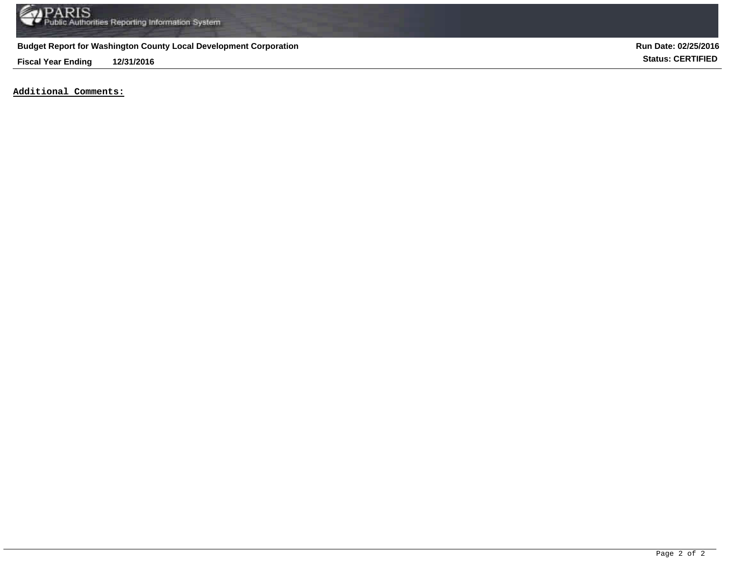**Budget Report for Washington County Local Development Corporation**

**Run Date: 02/25/2016**

**Fiscal Year Ending 12/31/2016**

**Status: CERTIFIED**

**Additional Comments:**